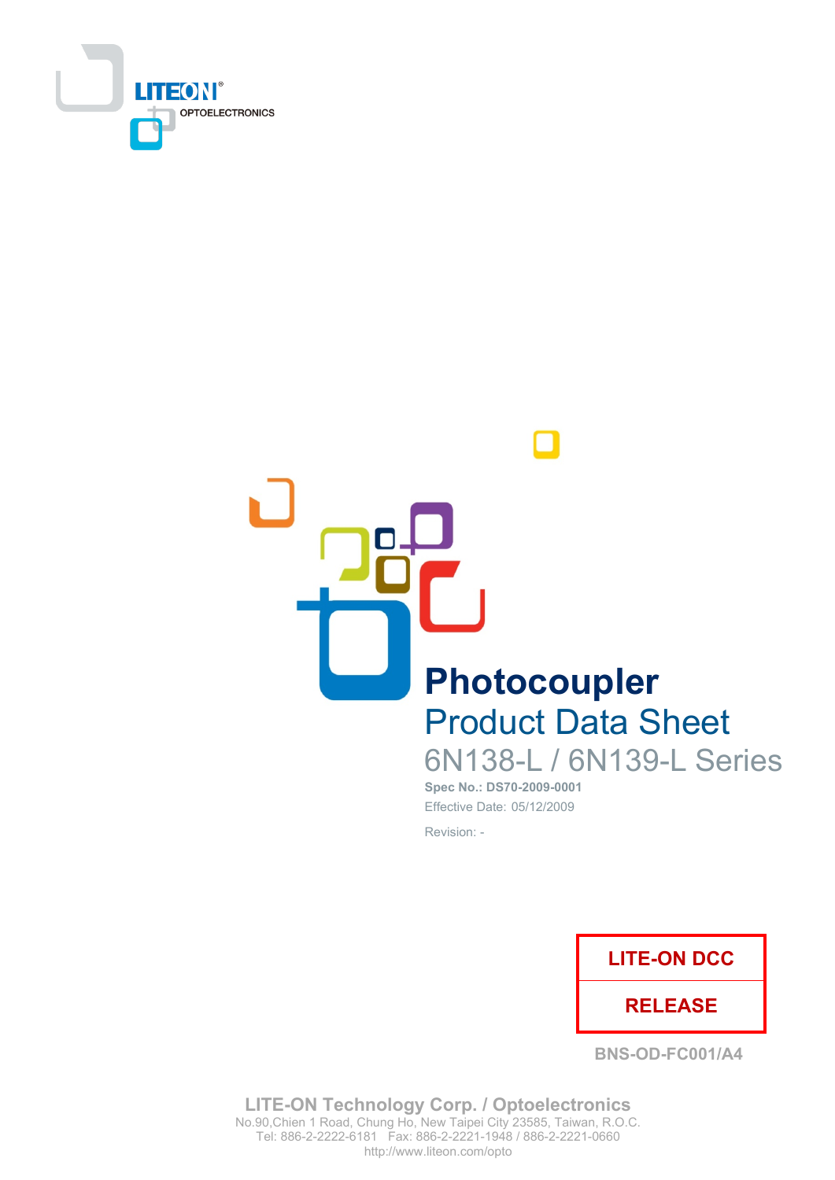LITEON®
OPTOELECTRONICS

# Photocoupler

## Product Data Sheet

### 6N138-L / 6N139-L Series

**Spec No.: DS70-2009-0001**

Effective Date: 05/12/2009

Revision: -

| LITE-ON DCC |
|---|
| RELEASE |

BNS-OD-FC001/A4

**LITE-ON Technology Corp. / Optoelectronics**
No.90,Chien 1 Road, Chung Ho, New Taipei City 23585, Taiwan, R.O.C.
Tel: 886-2-2222-6181 Fax: 886-2-2221-1948 / 886-2-2221-0660
http://www.liteon.com/opto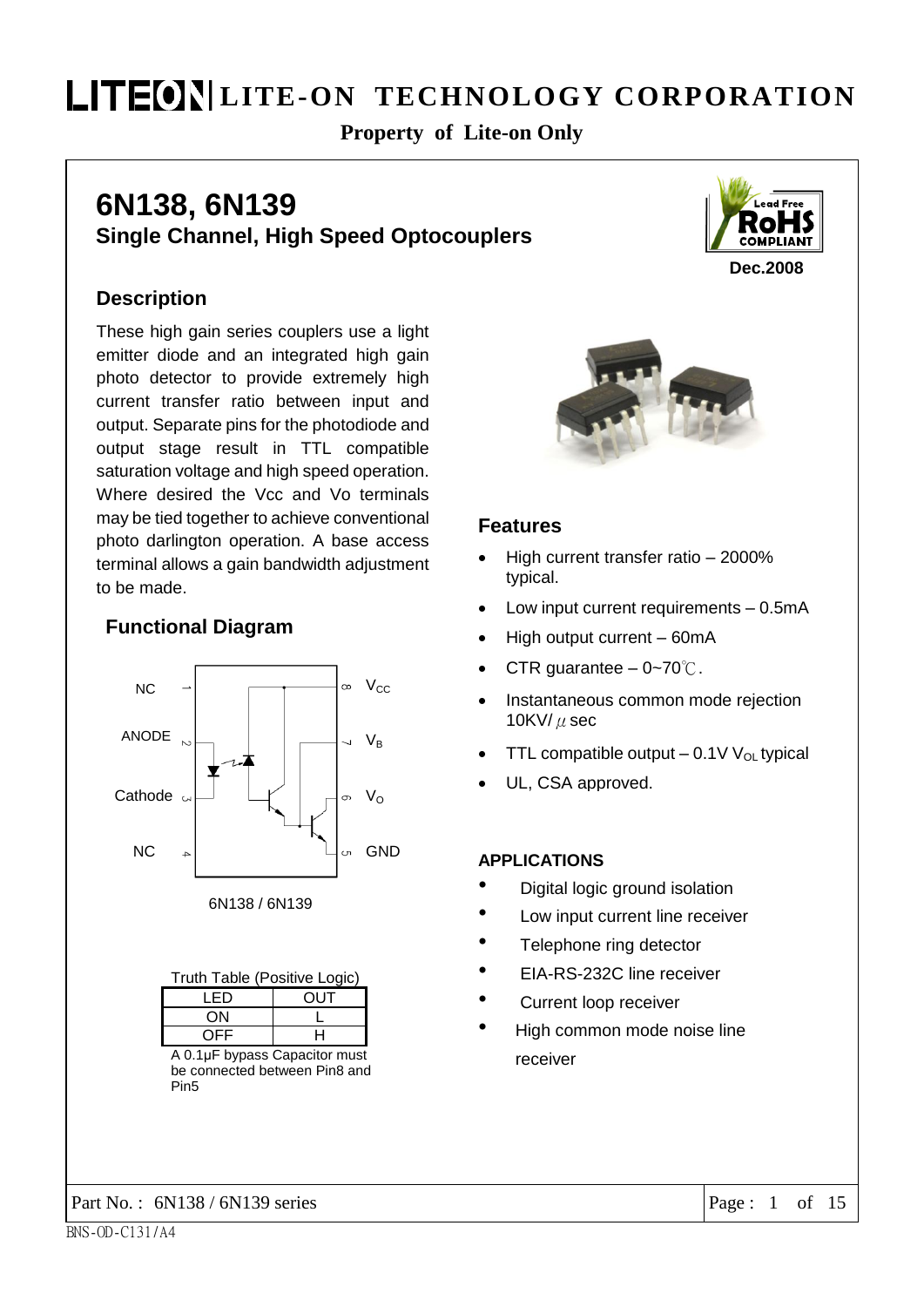# 6N138, 6N139

## Single Channel, High Speed Optocouplers

Dec.2008

### Description

These high gain series couplers use a light emitter diode and an integrated high gain photo detector to provide extremely high current transfer ratio between input and output. Separate pins for the photodiode and output stage result in TTL compatible saturation voltage and high speed operation. Where desired the Vcc and Vo terminals may be tied together to achieve conventional photo darlington operation. A base access terminal allows a gain bandwidth adjustment to be made.

### Functional Diagram

NC 1 — 8 $V_{CC}$

ANODE 2 — 7 $V_B$

Cathode 3 — 6 $V_O$

NC 4 — 5 GND

6N138 / 6N139

Truth Table (Positive Logic)

| LED | OUT |
|---|---|
| ON | L |
| OFF | H |

A 0.1μF bypass Capacitor must be connected between Pin8 and Pin5

### Features

- High current transfer ratio – 2000% typical.
- Low input current requirements – 0.5mA
- High output current – 60mA
- CTR guarantee – 0~70℃.
- Instantaneous common mode rejection 10KV/μsec
- TTL compatible output – 0.1V $V_{OL}$ typical
- UL, CSA approved.

### APPLICATIONS

- Digital logic ground isolation
- Low input current line receiver
- Telephone ring detector
- EIA-RS-232C line receiver
- Current loop receiver
- High common mode noise line receiver

Part No. : 6N138 / 6N139 series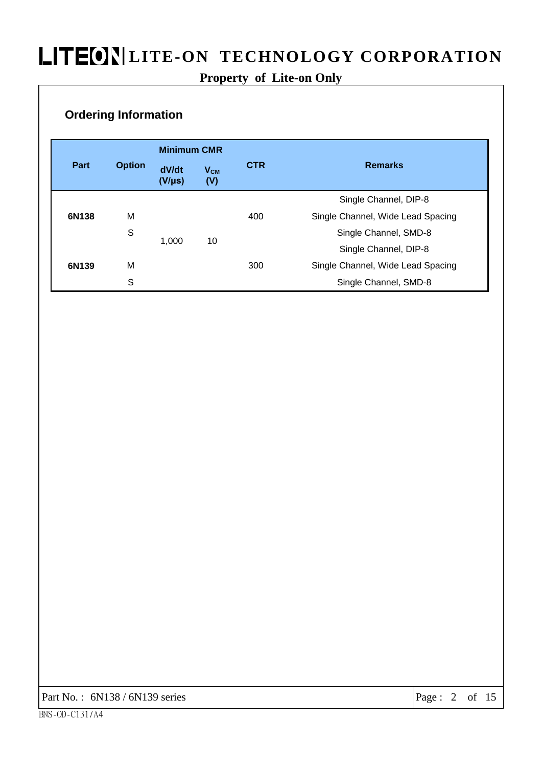## Ordering Information

| Part | Option | Minimum CMR | | CTR | Remarks |
|---|---|---|---|---|---|
| | | dV/dt (V/μs) | $V_{CM}$ (V) | | |
| 6N138 | | 1,000 | 10 | 400 | Single Channel, DIP-8 |
| | M | | | | Single Channel, Wide Lead Spacing |
| | S | | | | Single Channel, SMD-8 |
| 6N139 | | | | 300 | Single Channel, DIP-8 |
| | M | | | | Single Channel, Wide Lead Spacing |
| | S | | | | Single Channel, SMD-8 |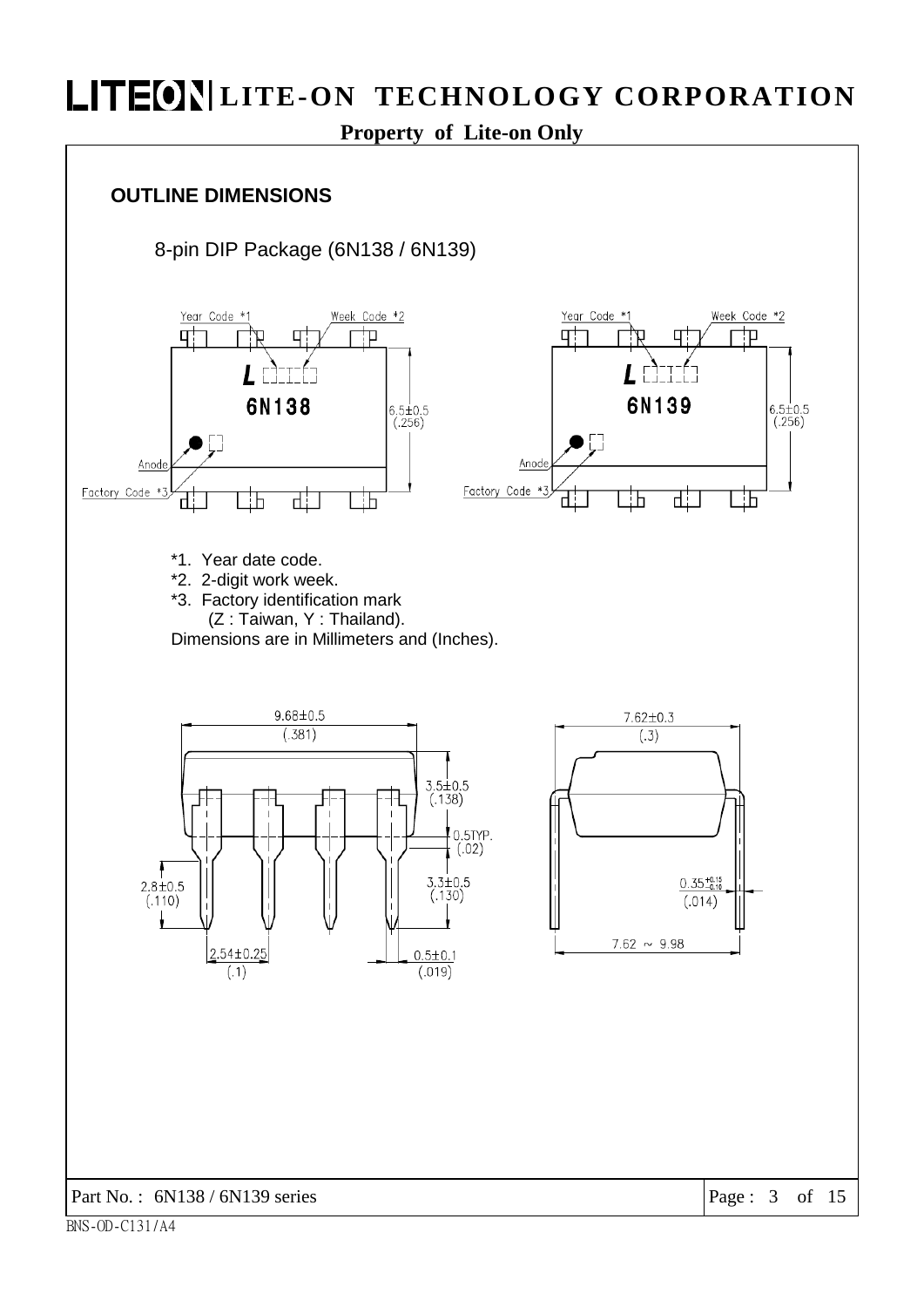## OUTLINE DIMENSIONS

8-pin DIP Package (6N138 / 6N139)

Year Code *1 Week Code *2

L

6N138

6.5±0.5 (.256)

Anode

Factory Code *3

Year Code *1 Week Code *2

L

6N139

6.5±0.5 (.256)

Anode

Factory Code *3

*1. Year date code.
*2. 2-digit work week.
*3. Factory identification mark
(Z : Taiwan, Y : Thailand).

Dimensions are in Millimeters and (Inches).

9.68±0.5 (.381)

3.5±0.5 (.138)

0.5TYP. (.02)

3.3±0.5 (.130)

2.8±0.5 (.110)

2.54±0.25 (.1)

0.5±0.1 (.019)

7.62±0.3 (.3)

$0.35^{+0.15}_{-0.10}$ (.014)

7.62 ~ 9.98

Part No. : 6N138 / 6N139 series

BNS-OD-C131/A4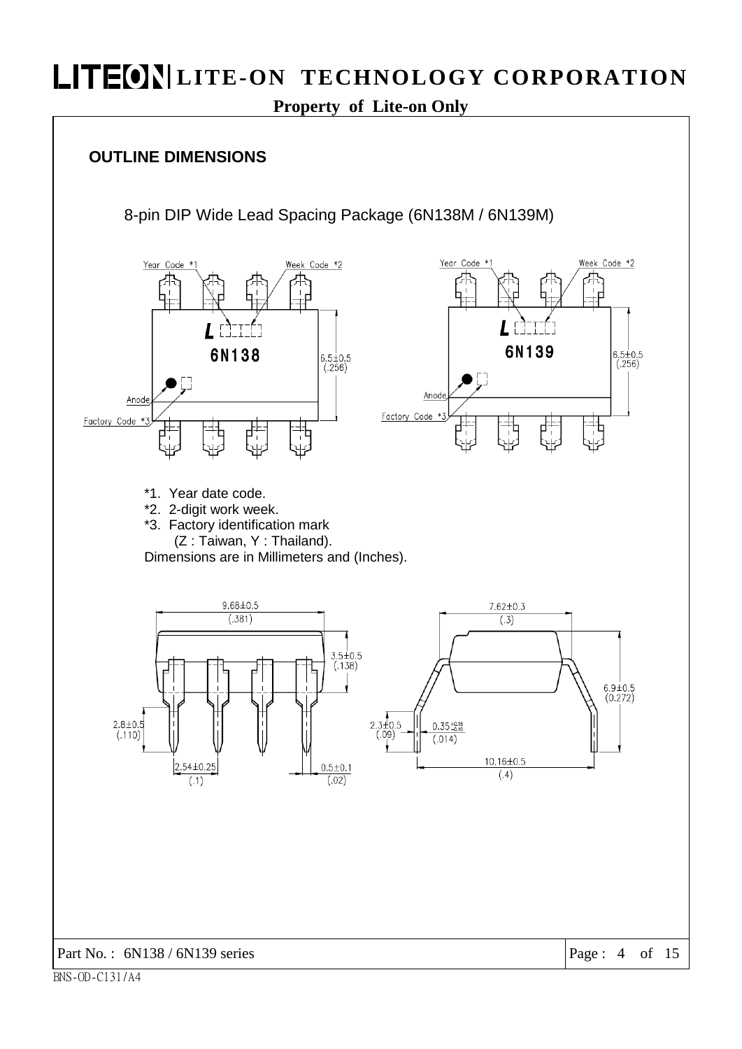## OUTLINE DIMENSIONS

8-pin DIP Wide Lead Spacing Package (6N138M / 6N139M)

*1. Year date code.
*2. 2-digit work week.
*3. Factory identification mark
(Z : Taiwan, Y : Thailand).
Dimensions are in Millimeters and (Inches).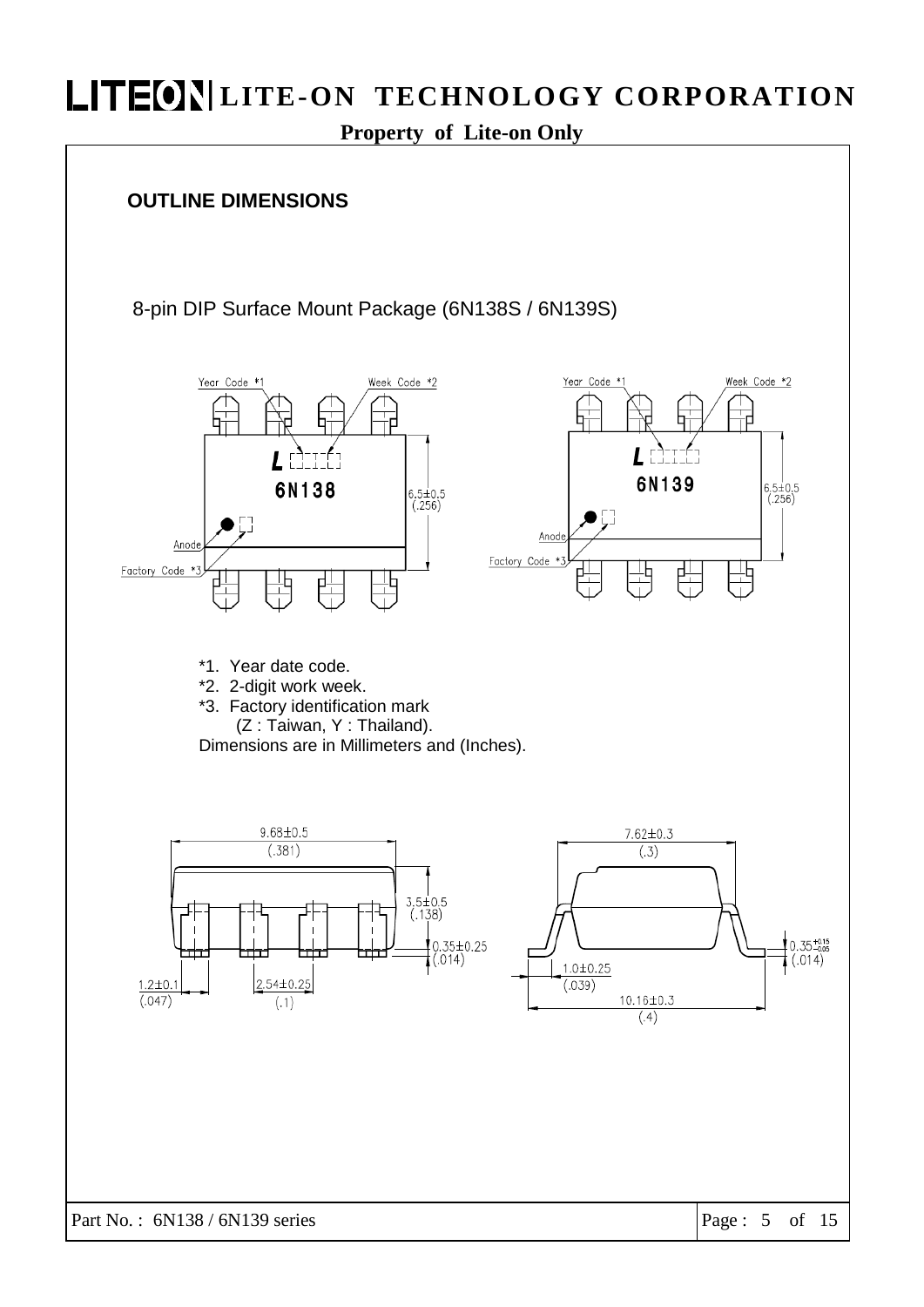## OUTLINE DIMENSIONS

8-pin DIP Surface Mount Package (6N138S / 6N139S)

Year Code *1 Week Code *2

L

6N138

6.5±0.5 (.256)

Anode

Factory Code *3

Year Code *1 Week Code *2

L

6N139

6.5±0.5 (.256)

Anode

Factory Code *3

*1. Year date code.
*2. 2-digit work week.
*3. Factory identification mark
(Z : Taiwan, Y : Thailand).

Dimensions are in Millimeters and (Inches).

9.68±0.5 (.381)

3.5±0.5 (.138)

0.35±0.25 (.014)

1.2±0.1 (.047)

2.54±0.25 (.1)

7.62±0.3 (.3)

$0.35^{+0.15}_{-0.05}$ (.014)

1.0±0.25 (.039)

10.16±0.3 (.4)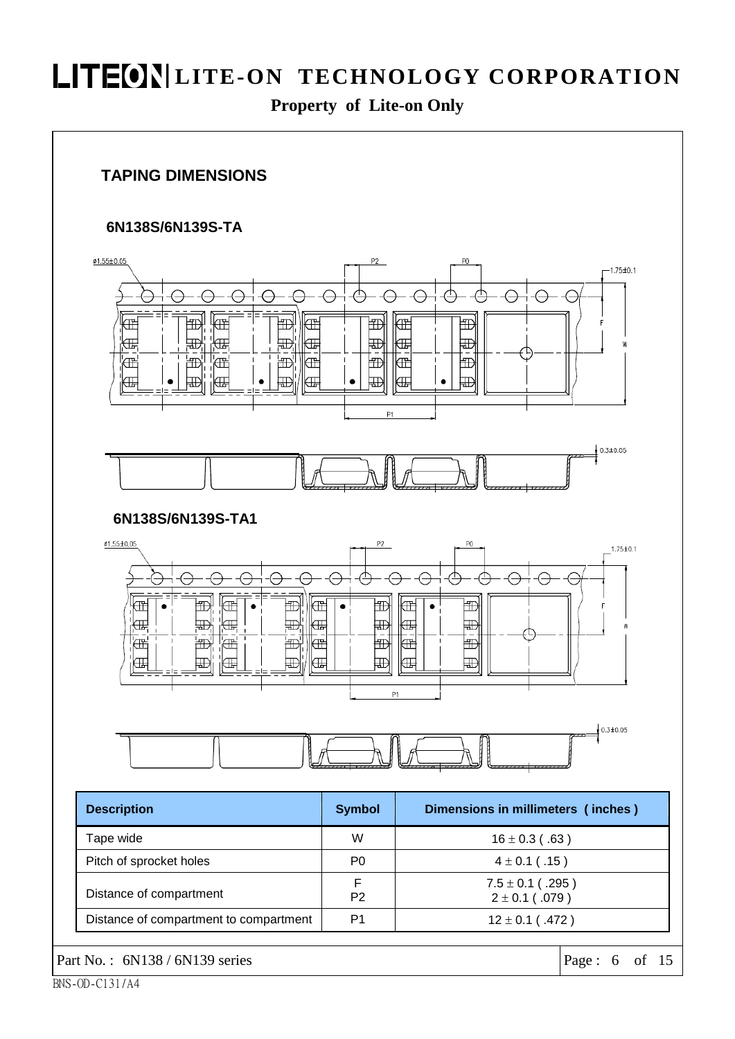## TAPING DIMENSIONS

### 6N138S/6N139S-TA

### 6N138S/6N139S-TA1

| Description | Symbol | Dimensions in millimeters ( inches ) |
| --- | --- | --- |
| Tape wide | W | 16 ± 0.3 ( .63 ) |
| Pitch of sprocket holes | P0 | 4 ± 0.1 ( .15 ) |
| Distance of compartment | F<br>P2 | 7.5 ± 0.1 ( .295 )<br>2 ± 0.1 ( .079 ) |
| Distance of compartment to compartment | P1 | 12 ± 0.1 ( .472 ) |

Part No. : 6N138 / 6N139 series

BNS-OD-C131/A4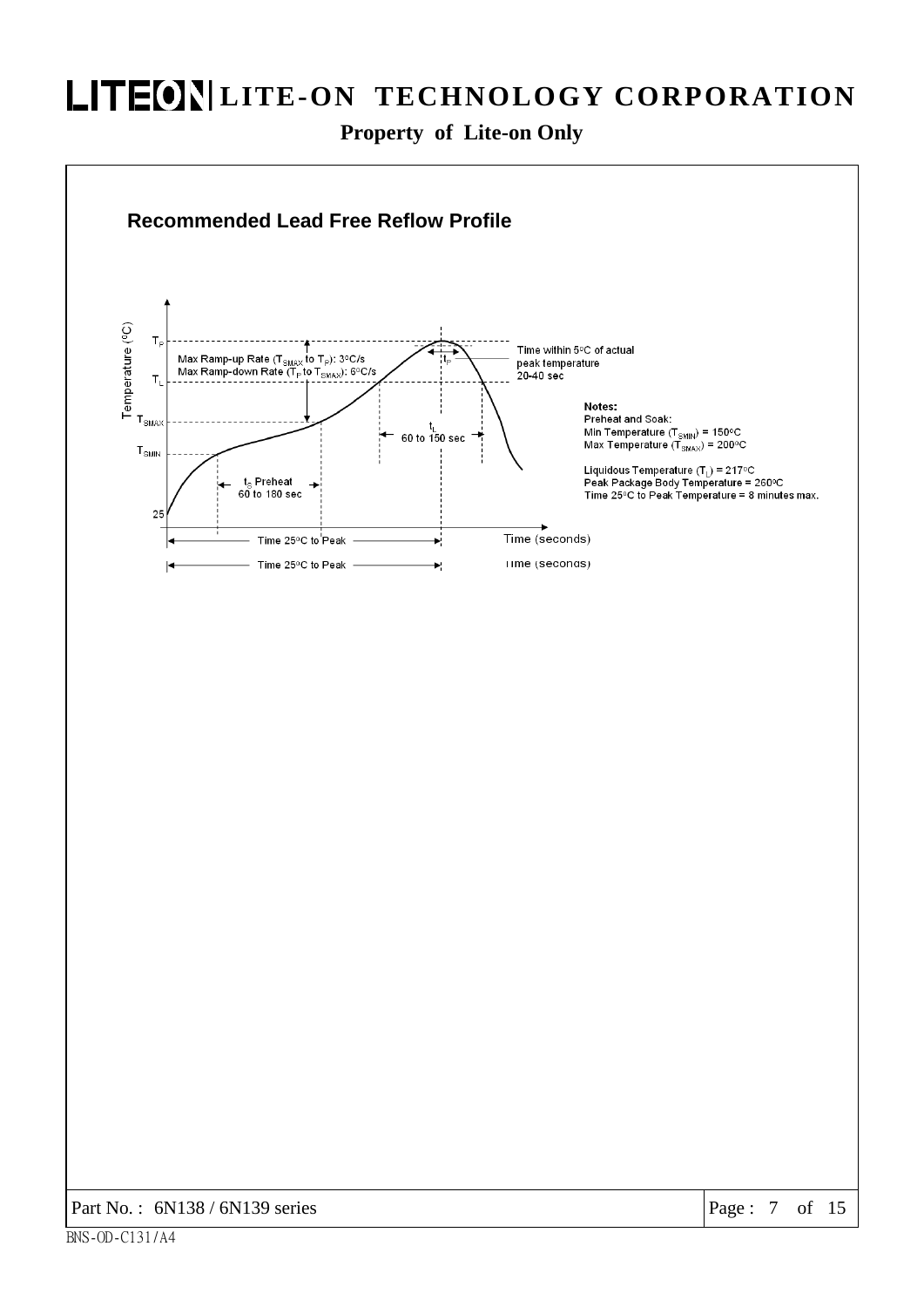## Recommended Lead Free Reflow Profile

Temperature (°C)

$T_P$

$T_L$

$T_{SMAX}$

$T_{SMIN}$

25

Max Ramp-up Rate ($T_{SMAX}$ to $T_P$): 3°C/s
Max Ramp-down Rate ($T_P$ to $T_{SMAX}$): 6°C/s

$t_P$

Time within 5°C of actual peak temperature
20-40 sec

$t_L$
60 to 150 sec

$t_S$ Preheat
60 to 180 sec

Time 25°C to Peak

Time (seconds)

**Notes:**
Preheat and Soak:
Min Temperature ($T_{SMIN}$) = 150°C
Max Temperature ($T_{SMAX}$) = 200°C

Liquidous Temperature ($T_L$) = 217°C
Peak Package Body Temperature = 260°C
Time 25°C to Peak Temperature = 8 minutes max.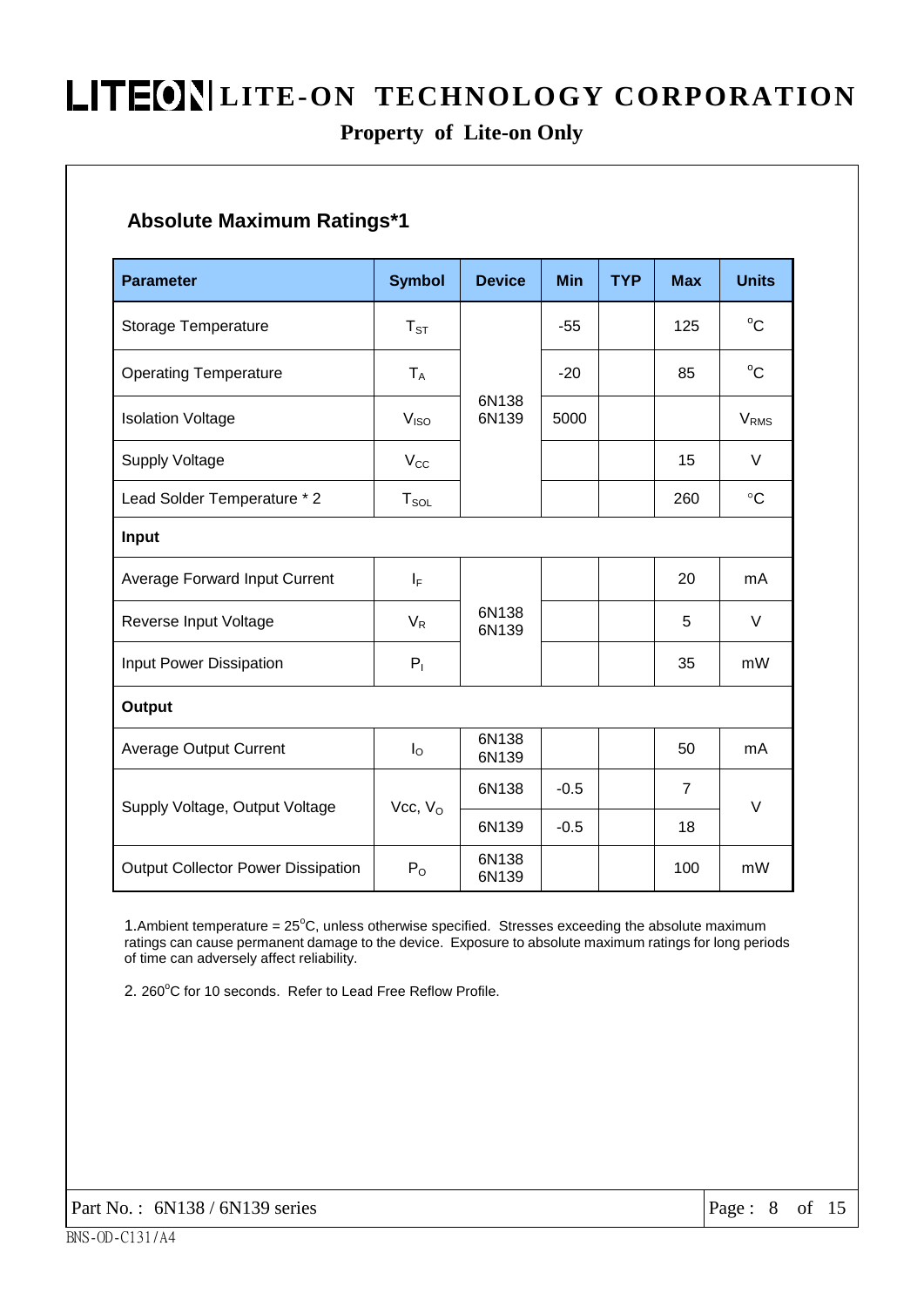## Absolute Maximum Ratings*1

| Parameter | Symbol | Device | Min | TYP | Max | Units |
|---|---|---|---|---|---|---|
| Storage Temperature | $T_{ST}$ | 6N138 6N139 | -55 | | 125 | °C |
| Operating Temperature | $T_A$ | | -20 | | 85 | °C |
| Isolation Voltage | $V_{ISO}$ | | 5000 | | | $V_{RMS}$ |
| Supply Voltage | $V_{CC}$ | | | | 15 | V |
| Lead Solder Temperature * 2 | $T_{SOL}$ | | | | 260 | °C |
| **Input** | | | | | | |
| Average Forward Input Current | $I_F$ | 6N138 6N139 | | | 20 | mA |
| Reverse Input Voltage | $V_R$ | | | | 5 | V |
| Input Power Dissipation | $P_I$ | | | | 35 | mW |
| **Output** | | | | | | |
| Average Output Current | $I_O$ | 6N138 6N139 | | | 50 | mA |
| Supply Voltage, Output Voltage | Vcc, $V_O$ | 6N138 | -0.5 | | 7 | V |
| | | 6N139 | -0.5 | | 18 | |
| Output Collector Power Dissipation | $P_O$ | 6N138 6N139 | | | 100 | mW |

1.Ambient temperature = 25°C, unless otherwise specified. Stresses exceeding the absolute maximum ratings can cause permanent damage to the device. Exposure to absolute maximum ratings for long periods of time can adversely affect reliability.

2. 260°C for 10 seconds. Refer to Lead Free Reflow Profile.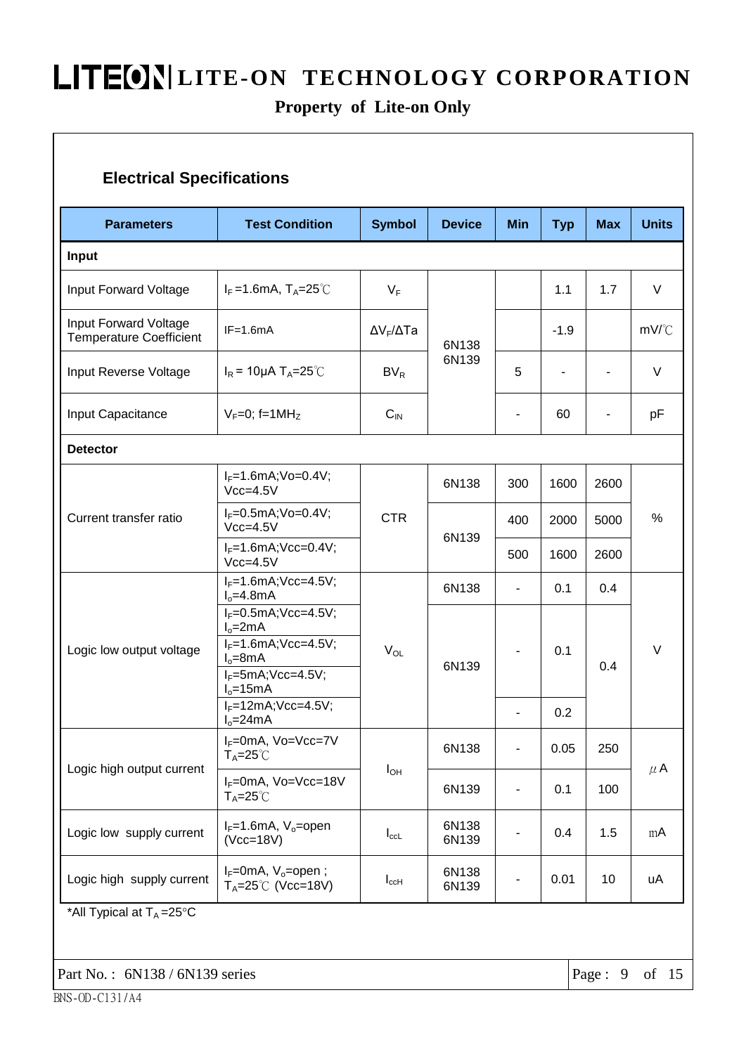## Electrical Specifications

| Parameters | Test Condition | Symbol | Device | Min | Typ | Max | Units |
|---|---|---|---|---|---|---|---|
| **Input** | | | | | | | |
| Input Forward Voltage | $I_F$ =1.6mA, $T_A$=25℃ | $V_F$ | 6N138 6N139 | | 1.1 | 1.7 | V |
| Input Forward Voltage Temperature Coefficient | IF=1.6mA | $\Delta V_F/\Delta Ta$ | | | -1.9 | | mV/℃ |
| Input Reverse Voltage | $I_R$ = 10μA $T_A$=25℃ | $BV_R$ | | 5 | - | - | V |
| Input Capacitance | $V_F$=0; f=1$MH_Z$ | $C_{IN}$ | | - | 60 | - | pF |
| **Detector** | | | | | | | |
| Current transfer ratio | $I_F$=1.6mA;Vo=0.4V; Vcc=4.5V | CTR | 6N138 | 300 | 1600 | 2600 | % |
| | $I_F$=0.5mA;Vo=0.4V; Vcc=4.5V | | 6N139 | 400 | 2000 | 5000 | |
| | $I_F$=1.6mA;Vcc=0.4V; Vcc=4.5V | | | 500 | 1600 | 2600 | |
| Logic low output voltage | $I_F$=1.6mA;Vcc=4.5V; $I_o$=4.8mA | $V_{OL}$ | 6N138 | - | 0.1 | 0.4 | V |
| | $I_F$=0.5mA;Vcc=4.5V; $I_o$=2mA | | 6N139 | - | 0.1 | 0.4 | |
| | $I_F$=1.6mA;Vcc=4.5V; $I_o$=8mA | | | | | | |
| | $I_F$=5mA;Vcc=4.5V; $I_o$=15mA | | | | | | |
| | $I_F$=12mA;Vcc=4.5V; $I_o$=24mA | | | - | 0.2 | | |
| Logic high output current | $I_F$=0mA, Vo=Vcc=7V $T_A$=25℃ | $I_{OH}$ | 6N138 | - | 0.05 | 250 | μA |
| | $I_F$=0mA, Vo=Vcc=18V $T_A$=25℃ | | 6N139 | - | 0.1 | 100 | |
| Logic low supply current | $I_F$=1.6mA, $V_o$=open (Vcc=18V) | $I_{ccL}$ | 6N138 6N139 | - | 0.4 | 1.5 | mA |
| Logic high supply current | $I_F$=0mA, $V_o$=open ; $T_A$=25℃ (Vcc=18V) | $I_{ccH}$ | 6N138 6N139 | - | 0.01 | 10 | uA |

*All Typical at $T_A$ =25°C

Part No. : 6N138 / 6N139 series

BNS-OD-C131/A4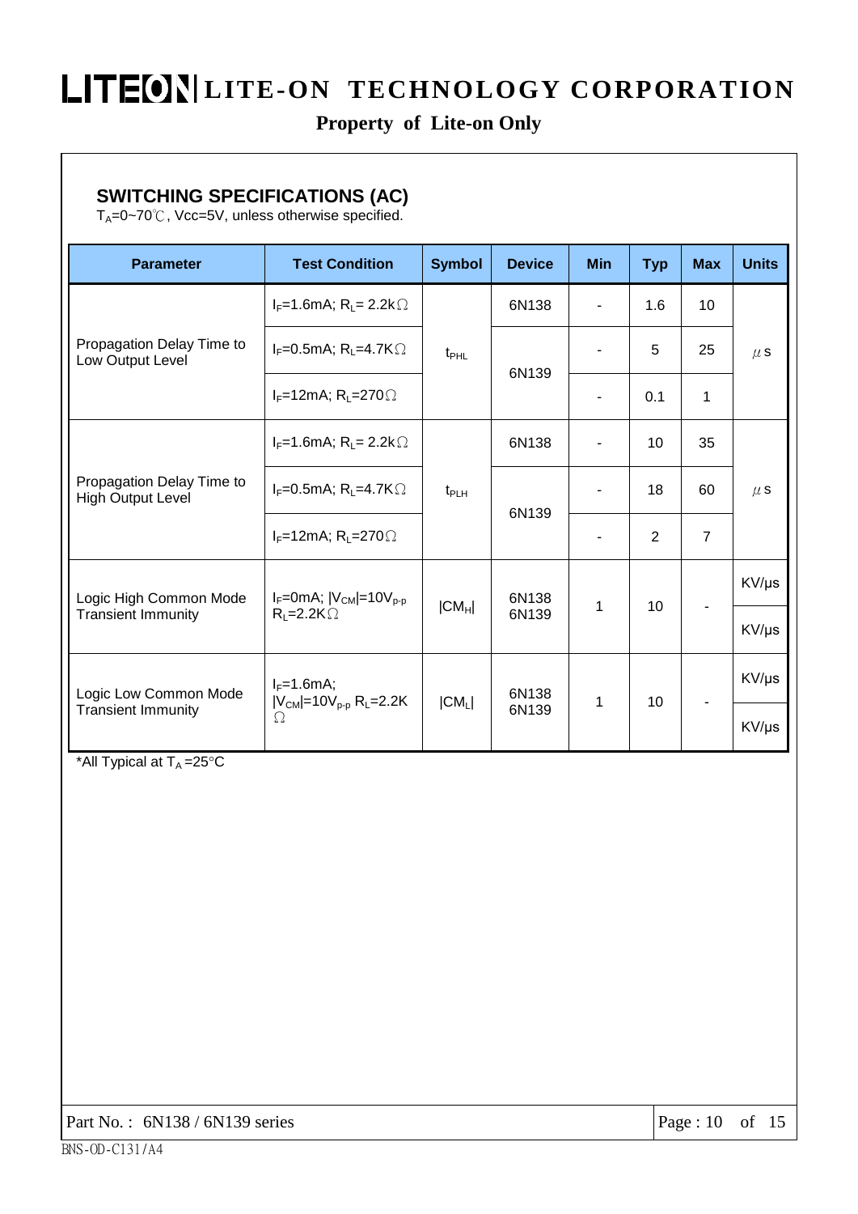## SWITCHING SPECIFICATIONS (AC)

$T_A$=0~70℃, Vcc=5V, unless otherwise specified.

| Parameter | Test Condition | Symbol | Device | Min | Typ | Max | Units |
|---|---|---|---|---|---|---|---|
| Propagation Delay Time to Low Output Level | $I_F$=1.6mA; $R_L$= 2.2kΩ | $t_{PHL}$ | 6N138 | - | 1.6 | 10 | μs |
| | $I_F$=0.5mA; $R_L$=4.7KΩ | | 6N139 | - | 5 | 25 | |
| | $I_F$=12mA; $R_L$=270Ω | | | - | 0.1 | 1 | |
| Propagation Delay Time to High Output Level | $I_F$=1.6mA; $R_L$= 2.2kΩ | $t_{PLH}$ | 6N138 | - | 10 | 35 | μs |
| | $I_F$=0.5mA; $R_L$=4.7KΩ | | 6N139 | - | 18 | 60 | |
| | $I_F$=12mA; $R_L$=270Ω | | | - | 2 | 7 | |
| Logic High Common Mode Transient Immunity | $I_F$=0mA; $\|V_{CM}\|$=10$V_{p-p}$ $R_L$=2.2KΩ | $\|CM_H\|$ | 6N138 6N139 | 1 | 10 | - | KV/μs |
| | | | | | | | KV/μs |
| Logic Low Common Mode Transient Immunity | $I_F$=1.6mA; $\|V_{CM}\|$=10$V_{p-p}$ $R_L$=2.2KΩ | $\|CM_L\|$ | 6N138 6N139 | 1 | 10 | - | KV/μs |
| | | | | | | | KV/μs |

*All Typical at $T_A$=25°C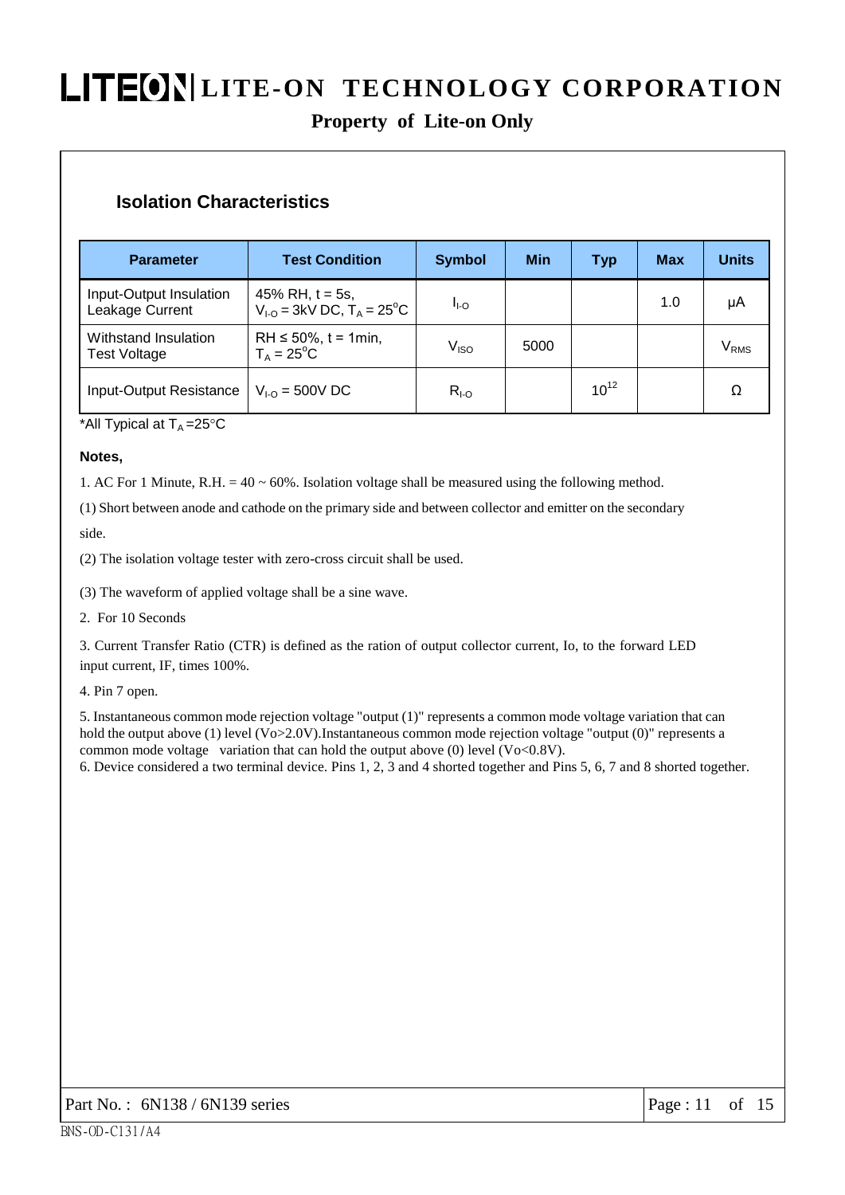## Isolation Characteristics

| Parameter | Test Condition | Symbol | Min | Typ | Max | Units |
|---|---|---|---|---|---|---|
| Input-Output Insulation Leakage Current | 45% RH, t = 5s, $V_{I\text{-}O}$ = 3kV DC, $T_A$ = 25°C | $I_{I\text{-}O}$ | | | 1.0 | μA |
| Withstand Insulation Test Voltage | RH ≤ 50%, t = 1min, $T_A$ = 25°C | $V_{ISO}$ | 5000 | | | $V_{RMS}$ |
| Input-Output Resistance | $V_{I\text{-}O}$ = 500V DC | $R_{I\text{-}O}$ | | $10^{12}$ | | Ω |

*All Typical at $T_A$ =25°C

**Notes,**

1. AC For 1 Minute, R.H. = 40 ~ 60%. Isolation voltage shall be measured using the following method.

(1) Short between anode and cathode on the primary side and between collector and emitter on the secondary side.

(2) The isolation voltage tester with zero-cross circuit shall be used.

(3) The waveform of applied voltage shall be a sine wave.

2. For 10 Seconds

3. Current Transfer Ratio (CTR) is defined as the ration of output collector current, Io, to the forward LED input current, IF, times 100%.

4. Pin 7 open.

5. Instantaneous common mode rejection voltage "output (1)" represents a common mode voltage variation that can hold the output above (1) level (Vo>2.0V).Instantaneous common mode rejection voltage "output (0)" represents a common mode voltage variation that can hold the output above (0) level (Vo<0.8V).

6. Device considered a two terminal device. Pins 1, 2, 3 and 4 shorted together and Pins 5, 6, 7 and 8 shorted together.

Part No. : 6N138 / 6N139 series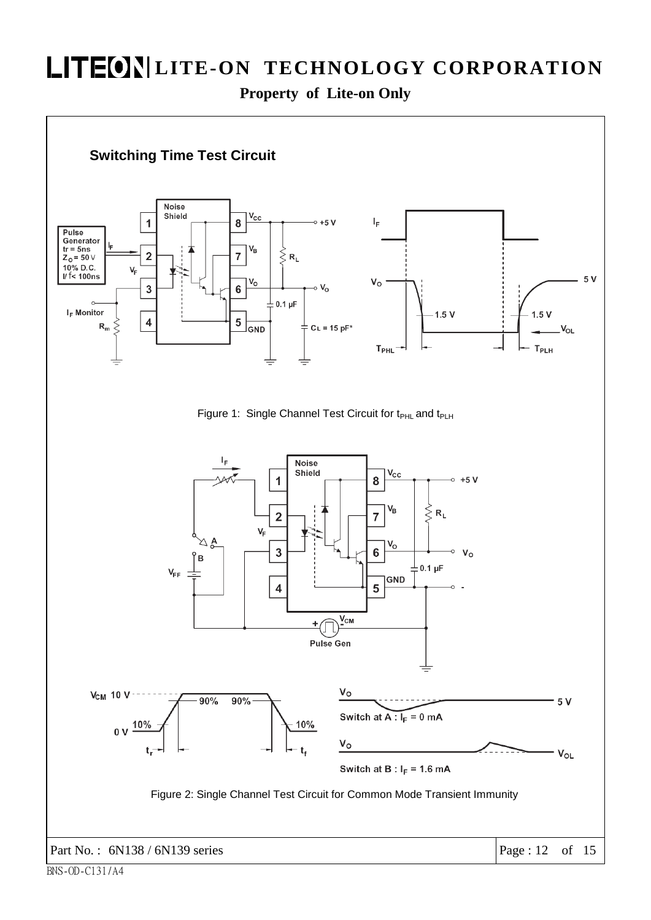## Switching Time Test Circuit

Figure 1: Single Channel Test Circuit for $t_{PHL}$ and $t_{PLH}$

Figure 2: Single Channel Test Circuit for Common Mode Transient Immunity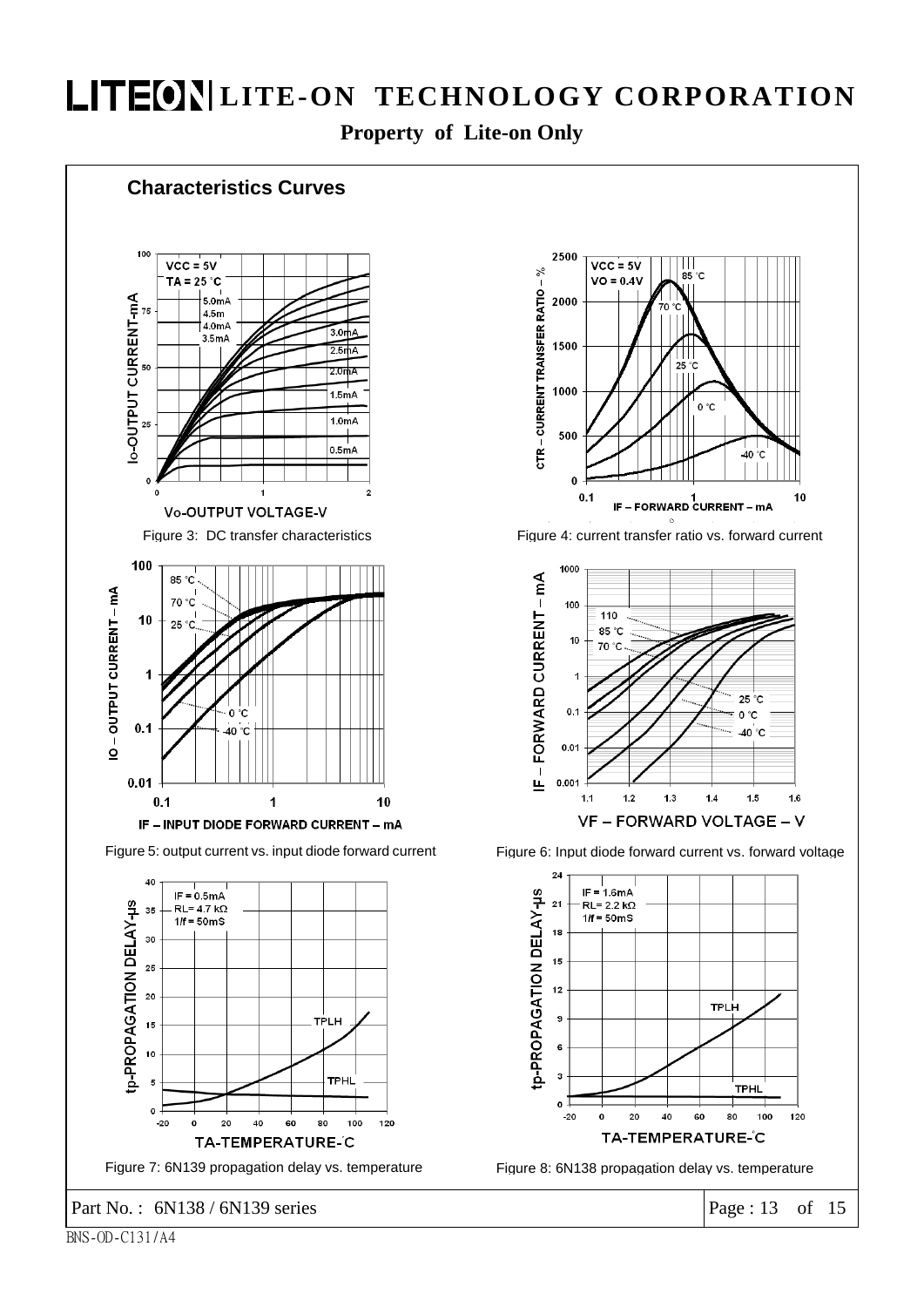## Characteristics Curves

Figure 3: DC transfer characteristics

Figure 4: current transfer ratio vs. forward current

Figure 5: output current vs. input diode forward current

Figure 6: Input diode forward current vs. forward voltage

Figure 7: 6N139 propagation delay vs. temperature

Figure 8: 6N138 propagation delay vs. temperature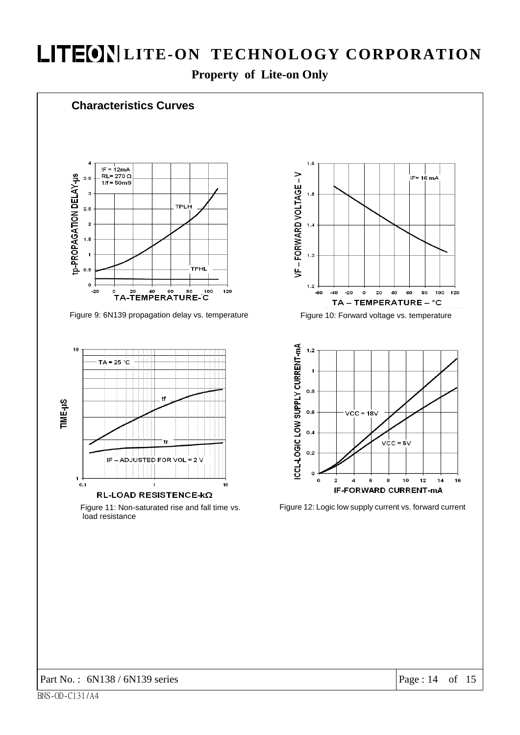## Characteristics Curves

Figure 9: 6N139 propagation delay vs. temperature

Figure 10: Forward voltage vs. temperature

Figure 11: Non-saturated rise and fall time vs. load resistance

Figure 12: Logic low supply current vs. forward current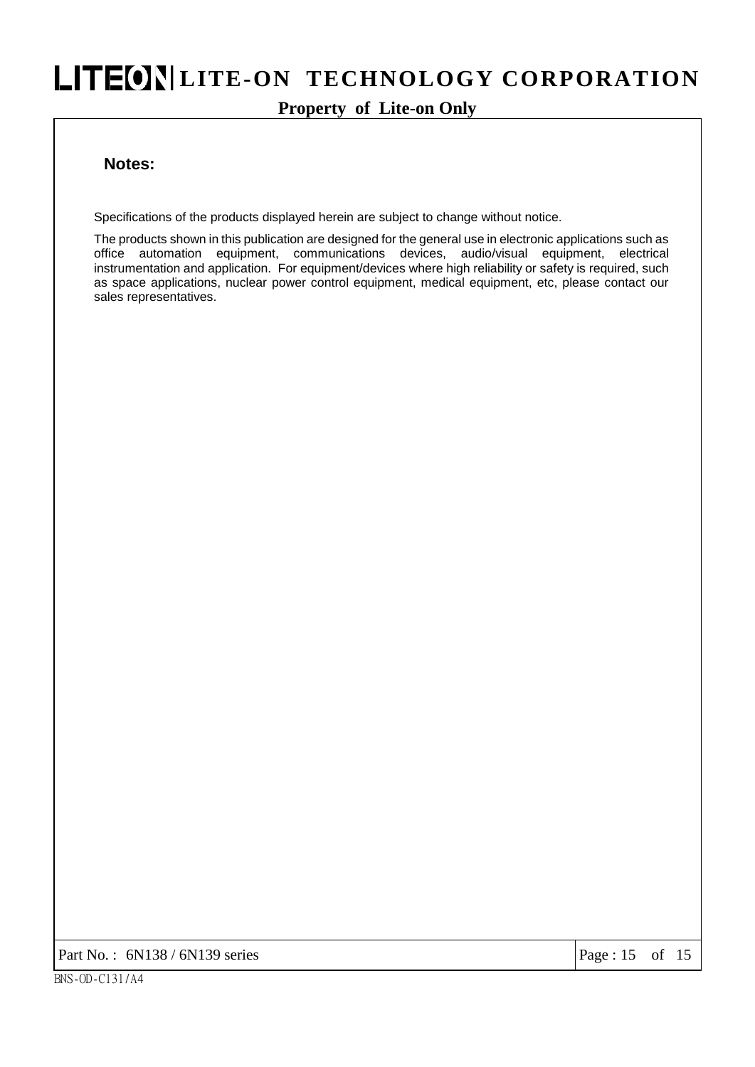**Notes:**

Specifications of the products displayed herein are subject to change without notice.

The products shown in this publication are designed for the general use in electronic applications such as office automation equipment, communications devices, audio/visual equipment, electrical instrumentation and application. For equipment/devices where high reliability or safety is required, such as space applications, nuclear power control equipment, medical equipment, etc, please contact our sales representatives.